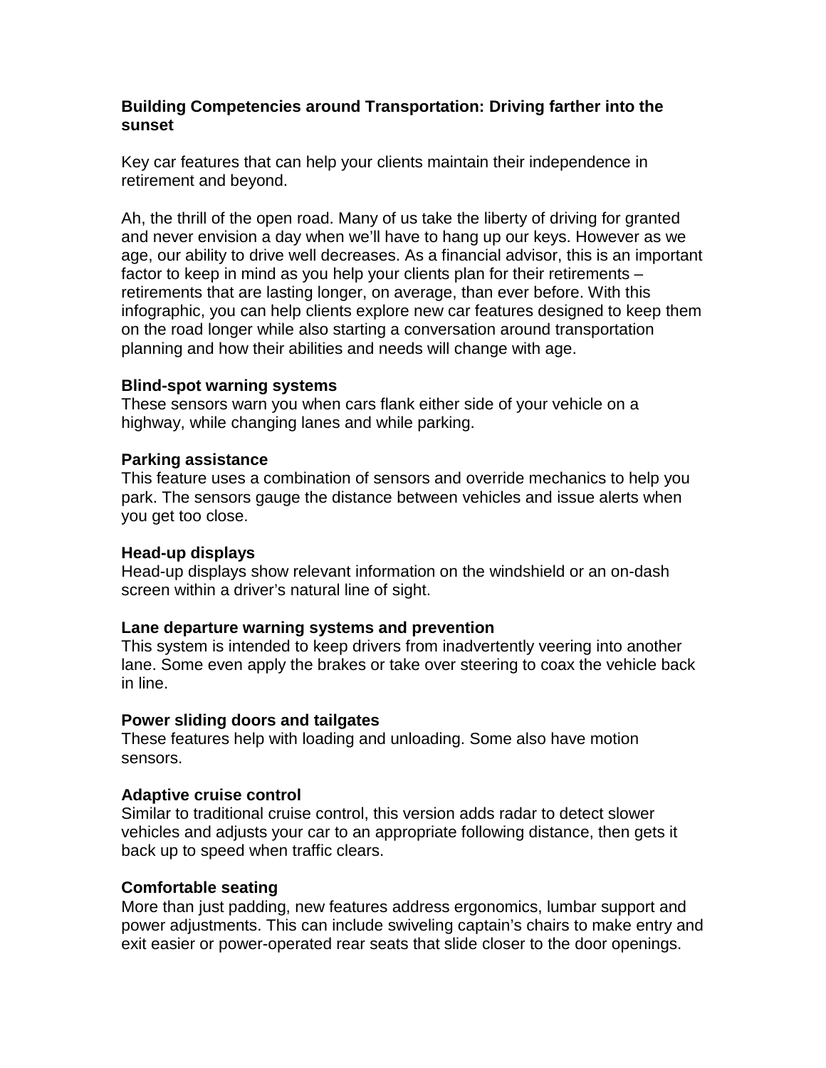# Building Competencies around Transportation: Driving farther into the sunset

Key car features that can help your clients maintain their independence in retirement and beyond.

Ah, the thrill of the open road. Many of us take the liberty of driving for granted and never envision a day when we'll have to hang up our keys. However as we age, our ability to drive well decreases. As a financial advisor, this is an important factor to keep in mind as you help your clients plan for their retirements – retirements that are lasting longer, on average, than ever before. With this infographic, you can help clients explore new car features designed to keep them on the road longer while also starting a conversation around transportation planning and how their abilities and needs will change with age.

**Blind-spot warning systems**
These sensors warn you when cars flank either side of your vehicle on a highway, while changing lanes and while parking.

**Parking assistance**
This feature uses a combination of sensors and override mechanics to help you park. The sensors gauge the distance between vehicles and issue alerts when you get too close.

**Head-up displays**
Head-up displays show relevant information on the windshield or an on-dash screen within a driver's natural line of sight.

**Lane departure warning systems and prevention**
This system is intended to keep drivers from inadvertently veering into another lane. Some even apply the brakes or take over steering to coax the vehicle back in line.

**Power sliding doors and tailgates**
These features help with loading and unloading. Some also have motion sensors.

**Adaptive cruise control**
Similar to traditional cruise control, this version adds radar to detect slower vehicles and adjusts your car to an appropriate following distance, then gets it back up to speed when traffic clears.

**Comfortable seating**
More than just padding, new features address ergonomics, lumbar support and power adjustments. This can include swiveling captain's chairs to make entry and exit easier or power-operated rear seats that slide closer to the door openings.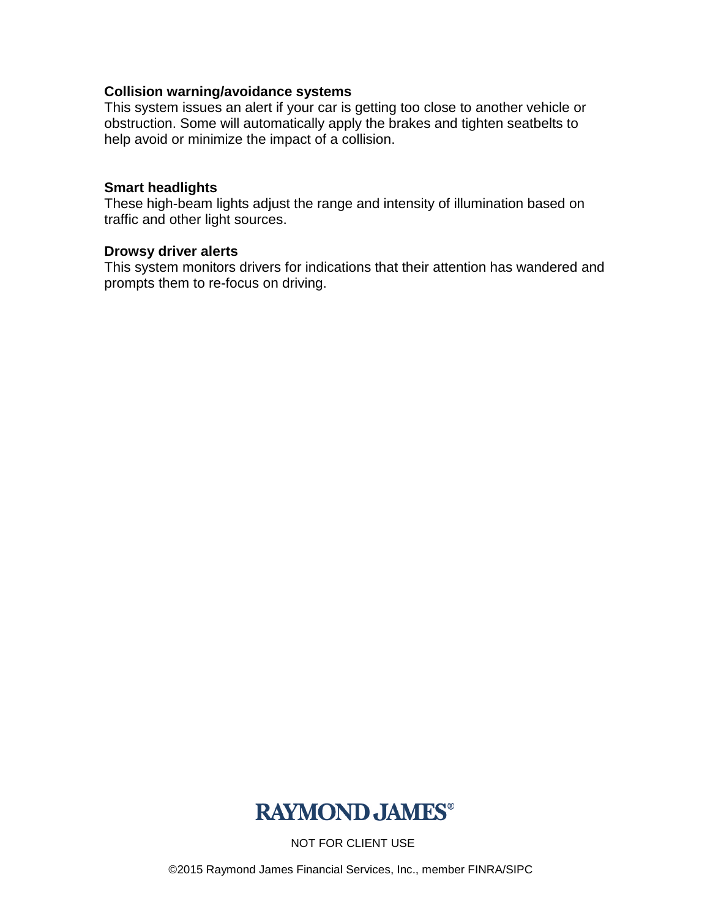**Collision warning/avoidance systems**
This system issues an alert if your car is getting too close to another vehicle or obstruction. Some will automatically apply the brakes and tighten seatbelts to help avoid or minimize the impact of a collision.

**Smart headlights**
These high-beam lights adjust the range and intensity of illumination based on traffic and other light sources.

**Drowsy driver alerts**
This system monitors drivers for indications that their attention has wandered and prompts them to re-focus on driving.

RAYMOND JAMES®

NOT FOR CLIENT USE

©2015 Raymond James Financial Services, Inc., member FINRA/SIPC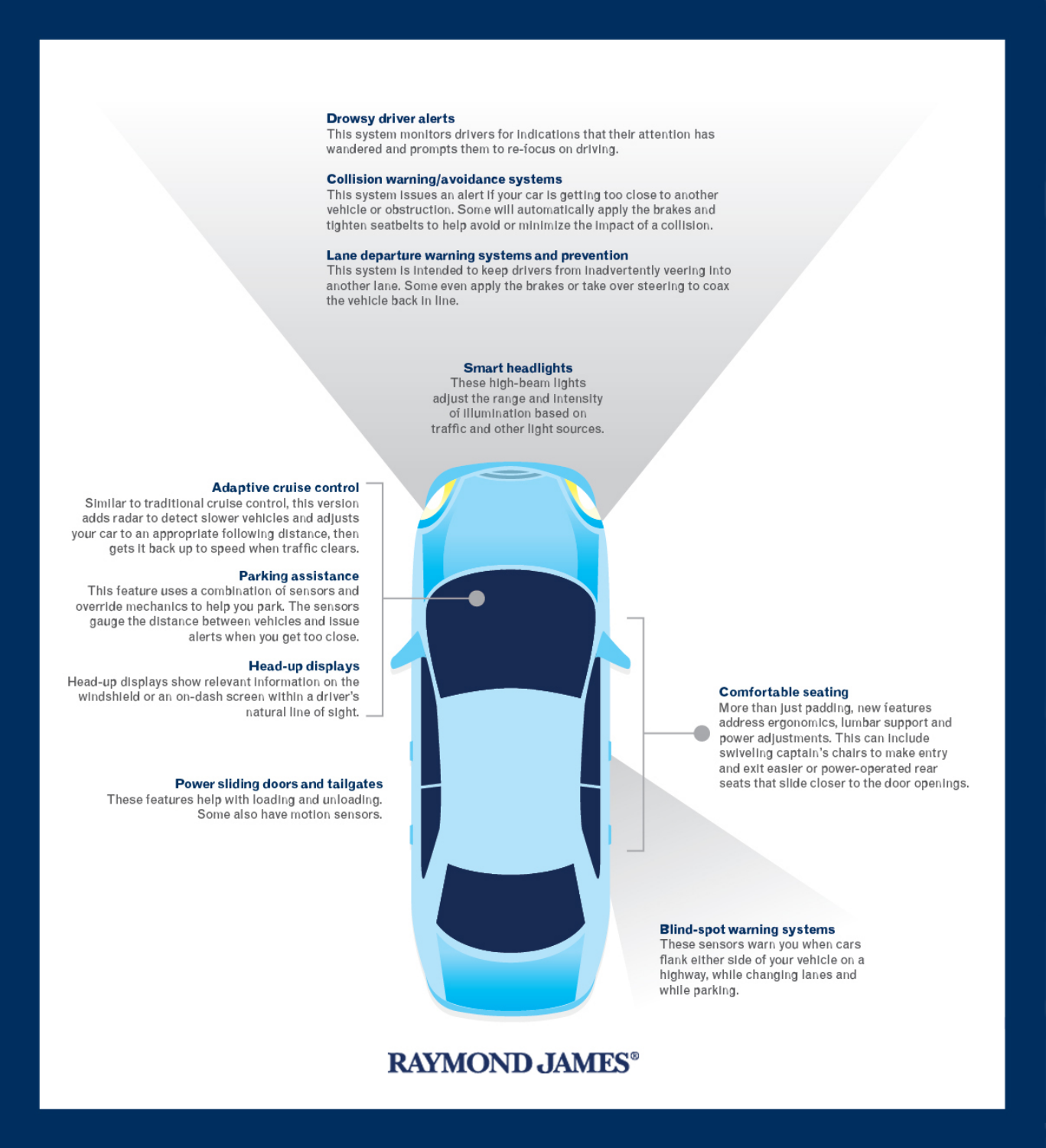**Drowsy driver alerts**
This system monitors drivers for indications that their attention has wandered and prompts them to re-focus on driving.

**Collision warning/avoidance systems**
This system issues an alert if your car is getting too close to another vehicle or obstruction. Some will automatically apply the brakes and tighten seatbelts to help avoid or minimize the impact of a collision.

**Lane departure warning systems and prevention**
This system is intended to keep drivers from inadvertently veering into another lane. Some even apply the brakes or take over steering to coax the vehicle back in line.

**Smart headlights**
These high-beam lights adjust the range and intensity of illumination based on traffic and other light sources.

**Adaptive cruise control**
Similar to traditional cruise control, this version adds radar to detect slower vehicles and adjusts your car to an appropriate following distance, then gets it back up to speed when traffic clears.

**Parking assistance**
This feature uses a combination of sensors and override mechanics to help you park. The sensors gauge the distance between vehicles and issue alerts when you get too close.

**Head-up displays**
Head-up displays show relevant information on the windshield or an on-dash screen within a driver's natural line of sight.

**Power sliding doors and tailgates**
These features help with loading and unloading. Some also have motion sensors.

**Comfortable seating**
More than just padding, new features address ergonomics, lumbar support and power adjustments. This can include swiveling captain's chairs to make entry and exit easier or power-operated rear seats that slide closer to the door openings.

**Blind-spot warning systems**
These sensors warn you when cars flank either side of your vehicle on a highway, while changing lanes and while parking.

RAYMOND JAMES®